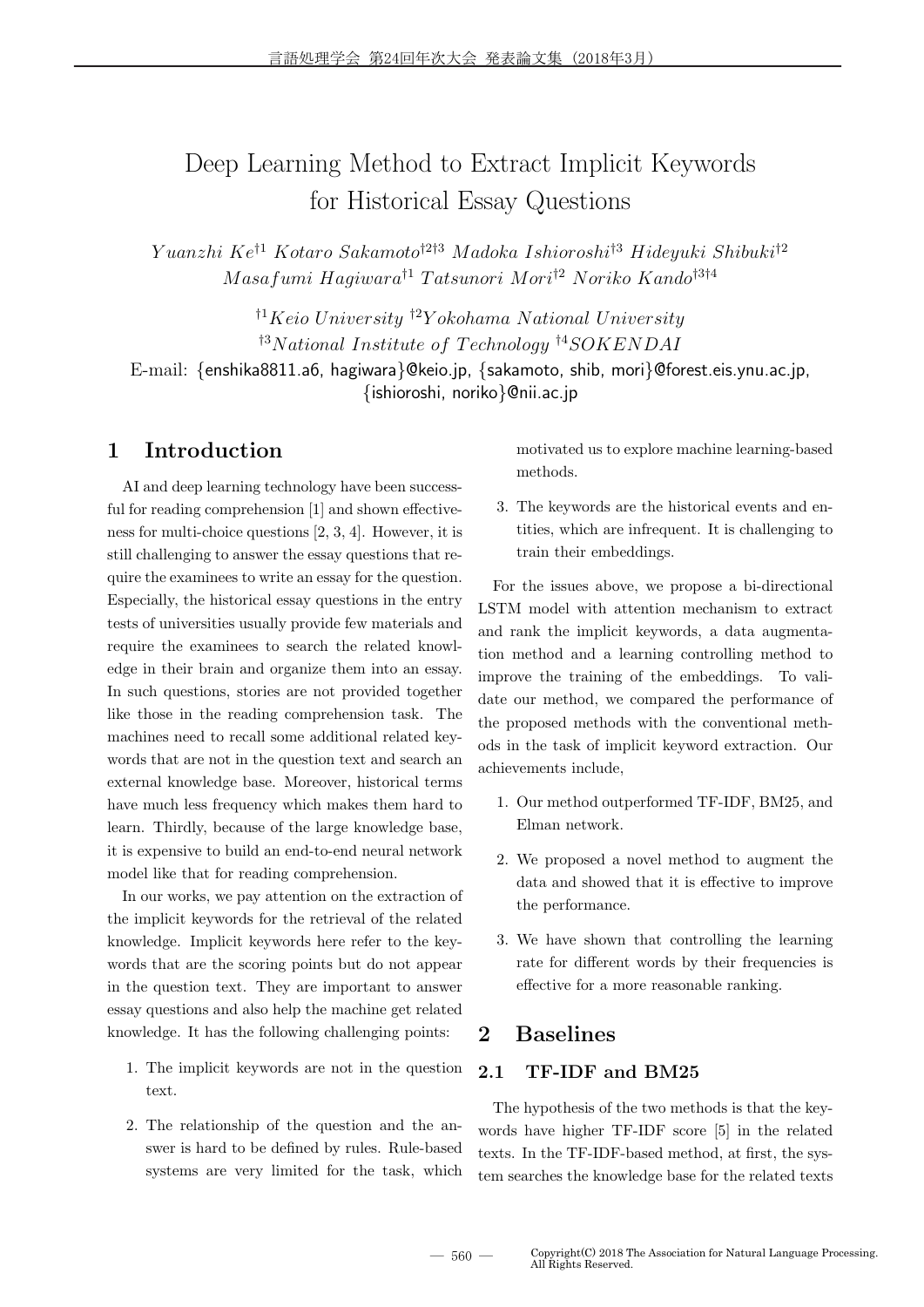# Deep Learning Method to Extract Implicit Keywords for Historical Essay Questions

*Yuanzhi Ke*[†1] *Kotaro Sakamoto*[†2†3] *Madoka Ishioroshi*[†3] *Hideyuki Shibuki*[†2] *Masafumi Hagiwara*[†1] *Tatsunori Mori*[†2] *Noriko Kando*[†3†4]

[†1]*Keio University* [†2]*Yokohama National University*
[†3]*National Institute of Technology* [†4]*SOKENDAI*

E-mail: {enshika8811.a6, hagiwara}@keio.jp, {sakamoto, shib, mori}@forest.eis.ynu.ac.jp, {ishioroshi, noriko}@nii.ac.jp

## 1 Introduction

AI and deep learning technology have been successful for reading comprehension [1] and shown effectiveness for multi-choice questions [2, 3, 4]. However, it is still challenging to answer the essay questions that require the examinees to write an essay for the question. Especially, the historical essay questions in the entry tests of universities usually provide few materials and require the examinees to search the related knowledge in their brain and organize them into an essay. In such questions, stories are not provided together like those in the reading comprehension task. The machines need to recall some additional related keywords that are not in the question text and search an external knowledge base. Moreover, historical terms have much less frequency which makes them hard to learn. Thirdly, because of the large knowledge base, it is expensive to build an end-to-end neural network model like that for reading comprehension.

In our works, we pay attention on the extraction of the implicit keywords for the retrieval of the related knowledge. Implicit keywords here refer to the keywords that are the scoring points but do not appear in the question text. They are important to answer essay questions and also help the machine get related knowledge. It has the following challenging points:

1. The implicit keywords are not in the question text.
2. The relationship of the question and the answer is hard to be defined by rules. Rule-based systems are very limited for the task, which motivated us to explore machine learning-based methods.
3. The keywords are the historical events and entities, which are infrequent. It is challenging to train their embeddings.

For the issues above, we propose a bi-directional LSTM model with attention mechanism to extract and rank the implicit keywords, a data augmentation method and a learning controlling method to improve the training of the embeddings. To validate our method, we compared the performance of the proposed methods with the conventional methods in the task of implicit keyword extraction. Our achievements include,

1. Our method outperformed TF-IDF, BM25, and Elman network.
2. We proposed a novel method to augment the data and showed that it is effective to improve the performance.
3. We have shown that controlling the learning rate for different words by their frequencies is effective for a more reasonable ranking.

## 2 Baselines

### 2.1 TF-IDF and BM25

The hypothesis of the two methods is that the keywords have higher TF-IDF score [5] in the related texts. In the TF-IDF-based method, at first, the system searches the knowledge base for the related texts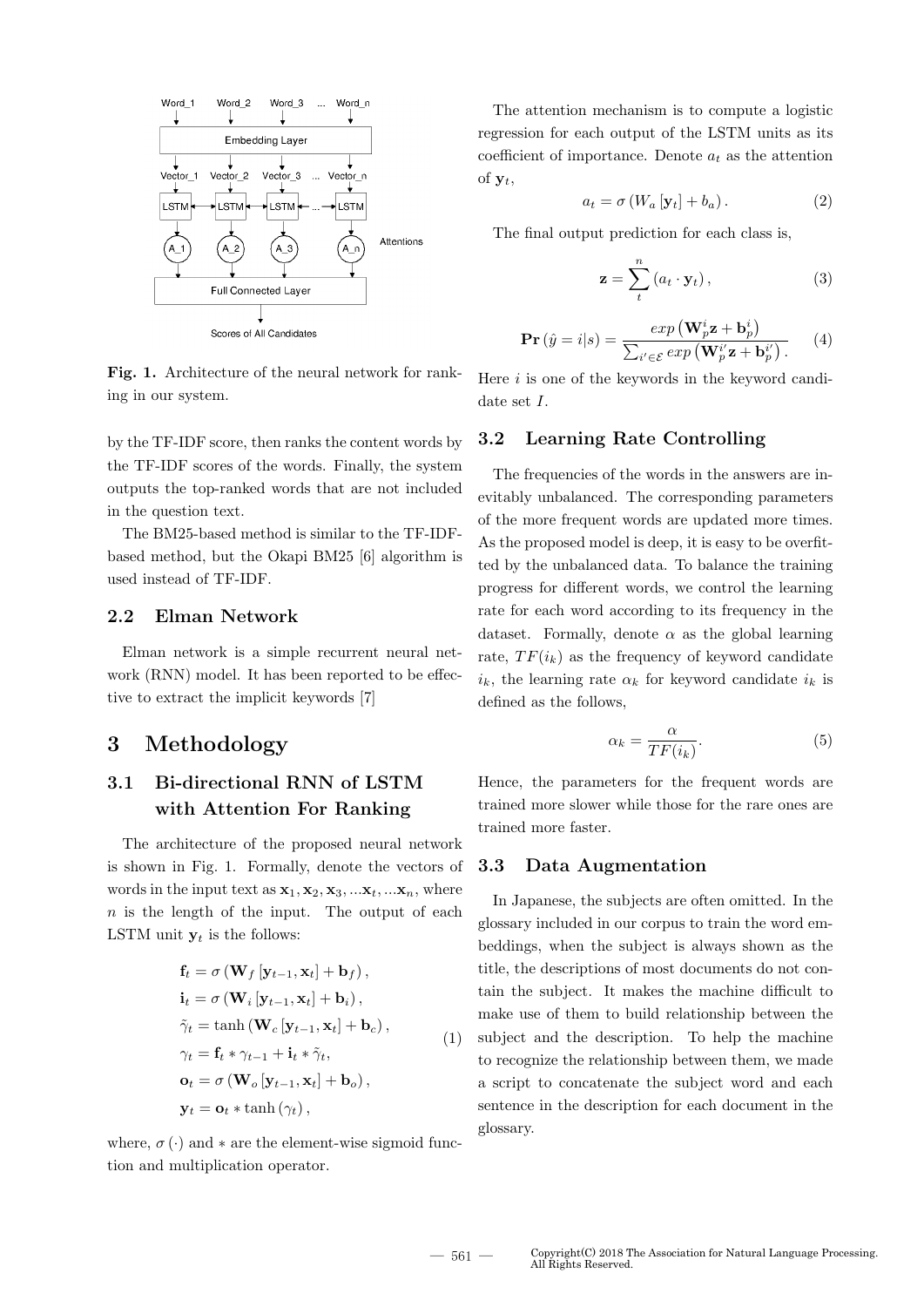**Fig. 1.** Architecture of the neural network for ranking in our system.

by the TF-IDF score, then ranks the content words by the TF-IDF scores of the words. Finally, the system outputs the top-ranked words that are not included in the question text.

The BM25-based method is similar to the TF-IDF-based method, but the Okapi BM25 [6] algorithm is used instead of TF-IDF.

### 2.2 Elman Network

Elman network is a simple recurrent neural network (RNN) model. It has been reported to be effective to extract the implicit keywords [7]

## 3 Methodology

### 3.1 Bi-directional RNN of LSTM with Attention For Ranking

The architecture of the proposed neural network is shown in Fig. 1. Formally, denote the vectors of words in the input text as $\mathbf{x}_1, \mathbf{x}_2, \mathbf{x}_3, ...\mathbf{x}_t, ...\mathbf{x}_n$, where $n$ is the length of the input. The output of each LSTM unit $\mathbf{y}_t$ is the follows:

$$
\begin{aligned}
\mathbf{f}_t &= \sigma\left(\mathbf{W}_f\left[\mathbf{y}_{t-1}, \mathbf{x}_t\right] + \mathbf{b}_f\right), \\
\mathbf{i}_t &= \sigma\left(\mathbf{W}_i\left[\mathbf{y}_{t-1}, \mathbf{x}_t\right] + \mathbf{b}_i\right), \\
\tilde{\gamma}_t &= \tanh\left(\mathbf{W}_c\left[\mathbf{y}_{t-1}, \mathbf{x}_t\right] + \mathbf{b}_c\right), \\
\gamma_t &= \mathbf{f}_t * \gamma_{t-1} + \mathbf{i}_t * \tilde{\gamma}_t, \\
\mathbf{o}_t &= \sigma\left(\mathbf{W}_o\left[\mathbf{y}_{t-1}, \mathbf{x}_t\right] + \mathbf{b}_o\right), \\
\mathbf{y}_t &= \mathbf{o}_t * \tanh\left(\gamma_t\right),
\end{aligned}
\tag{1}
$$

where, $\sigma(\cdot)$ and $*$ are the element-wise sigmoid function and multiplication operator.

The attention mechanism is to compute a logistic regression for each output of the LSTM units as its coefficient of importance. Denote $a_t$ as the attention of $\mathbf{y}_t$,

$$
a_t = \sigma\left(W_a\left[\mathbf{y}_t\right] + b_a\right). \tag{2}
$$

The final output prediction for each class is,

$$
\mathbf{z} = \sum_{t}^{n}\left(a_t \cdot \mathbf{y}_t\right), \tag{3}
$$

$$
\mathbf{Pr}\left(\hat{y} = i|s\right) = \frac{exp\left(\mathbf{W}_p^i \mathbf{z} + \mathbf{b}_p^i\right)}{\sum_{i' \in \mathcal{E}} exp\left(\mathbf{W}_p^{i'} \mathbf{z} + \mathbf{b}_p^{i'}\right)}. \tag{4}
$$

Here $i$ is one of the keywords in the keyword candidate set $I$.

### 3.2 Learning Rate Controlling

The frequencies of the words in the answers are inevitably unbalanced. The corresponding parameters of the more frequent words are updated more times. As the proposed model is deep, it is easy to be overfitted by the unbalanced data. To balance the training progress for different words, we control the learning rate for each word according to its frequency in the dataset. Formally, denote $\alpha$ as the global learning rate, $TF(i_k)$ as the frequency of keyword candidate $i_k$, the learning rate $\alpha_k$ for keyword candidate $i_k$ is defined as the follows,

$$
\alpha_k = \frac{\alpha}{TF(i_k)}. \tag{5}
$$

Hence, the parameters for the frequent words are trained more slower while those for the rare ones are trained more faster.

### 3.3 Data Augmentation

In Japanese, the subjects are often omitted. In the glossary included in our corpus to train the word embeddings, when the subject is always shown as the title, the descriptions of most documents do not contain the subject. It makes the machine difficult to make use of them to build relationship between the subject and the description. To help the machine to recognize the relationship between them, we made a script to concatenate the subject word and each sentence in the description for each document in the glossary.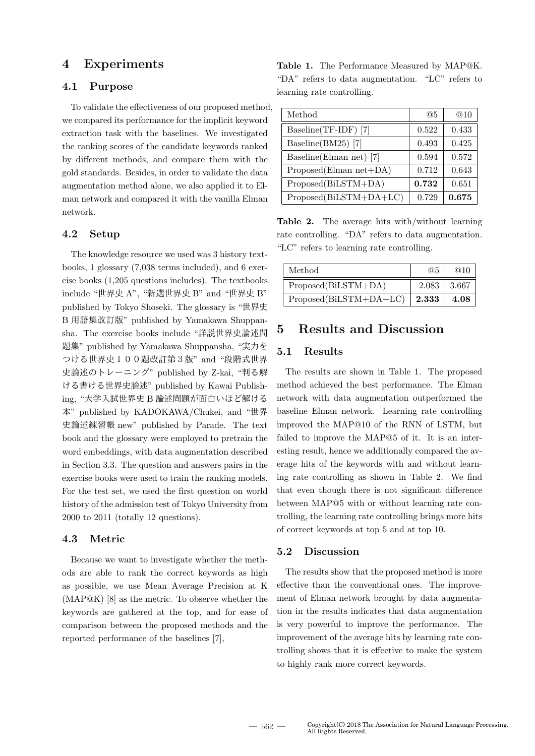# 4 Experiments

## 4.1 Purpose

To validate the effectiveness of our proposed method, we compared its performance for the implicit keyword extraction task with the baselines. We investigated the ranking scores of the candidate keywords ranked by different methods, and compare them with the gold standards. Besides, in order to validate the data augmentation method alone, we also applied it to Elman network and compared it with the vanilla Elman network.

## 4.2 Setup

The knowledge resource we used was 3 history textbooks, 1 glossary (7,038 terms included), and 6 exercise books (1,205 questions includes). The textbooks include "世界史 A", "新選世界史 B" and "世界史 B" published by Tokyo Shoseki. The glossary is "世界史 B 用語集改訂版" published by Yamakawa Shuppansha. The exercise books include "詳説世界史論述問題集" published by Yamakawa Shuppansha, "実力をつける世界史１００題改訂第３版" and "段階式世界史論述のトレーニング" published by Z-kai, "判る解ける書ける世界史論述" published by Kawai Publishing, "大学入試世界史 B 論述問題が面白いほど解ける本" published by KADOKAWA/Chukei, and "世界史論述練習帳 new" published by Parade. The text book and the glossary were employed to pretrain the word embeddings, with data augmentation described in Section 3.3. The question and answers pairs in the exercise books were used to train the ranking models. For the test set, we used the first question on world history of the admission test of Tokyo University from 2000 to 2011 (totally 12 questions).

## 4.3 Metric

Because we want to investigate whether the methods are able to rank the correct keywords as high as possible, we use Mean Average Precision at K (MAP@K) [8] as the metric. To observe whether the keywords are gathered at the top, and for ease of comparison between the proposed methods and the reported performance of the baselines [7],

**Table 1.** The Performance Measured by MAP@K. "DA" refers to data augmentation. "LC" refers to learning rate controlling.

| Method | @5 | @10 |
|---|---|---|
| Baseline(TF-IDF) [7] | 0.522 | 0.433 |
| Baseline(BM25) [7] | 0.493 | 0.425 |
| Baseline(Elman net) [7] | 0.594 | 0.572 |
| Proposed(Elman net+DA) | 0.712 | 0.643 |
| Proposed(BiLSTM+DA) | **0.732** | 0.651 |
| Proposed(BiLSTM+DA+LC) | 0.729 | **0.675** |

**Table 2.** The average hits with/without learning rate controlling. "DA" refers to data augmentation. "LC" refers to learning rate controlling.

| Method | @5 | @10 |
|---|---|---|
| Proposed(BiLSTM+DA) | 2.083 | 3.667 |
| Proposed(BiLSTM+DA+LC) | **2.333** | **4.08** |

# 5 Results and Discussion

## 5.1 Results

The results are shown in Table 1. The proposed method achieved the best performance. The Elman network with data augmentation outperformed the baseline Elman network. Learning rate controlling improved the MAP@10 of the RNN of LSTM, but failed to improve the MAP@5 of it. It is an interesting result, hence we additionally compared the average hits of the keywords with and without learning rate controlling as shown in Table 2. We find that even though there is not significant difference between MAP@5 with or without learning rate controlling, the learning rate controlling brings more hits of correct keywords at top 5 and at top 10.

## 5.2 Discussion

The results show that the proposed method is more effective than the conventional ones. The improvement of Elman network brought by data augmentation in the results indicates that data augmentation is very powerful to improve the performance. The improvement of the average hits by learning rate controlling shows that it is effective to make the system to highly rank more correct keywords.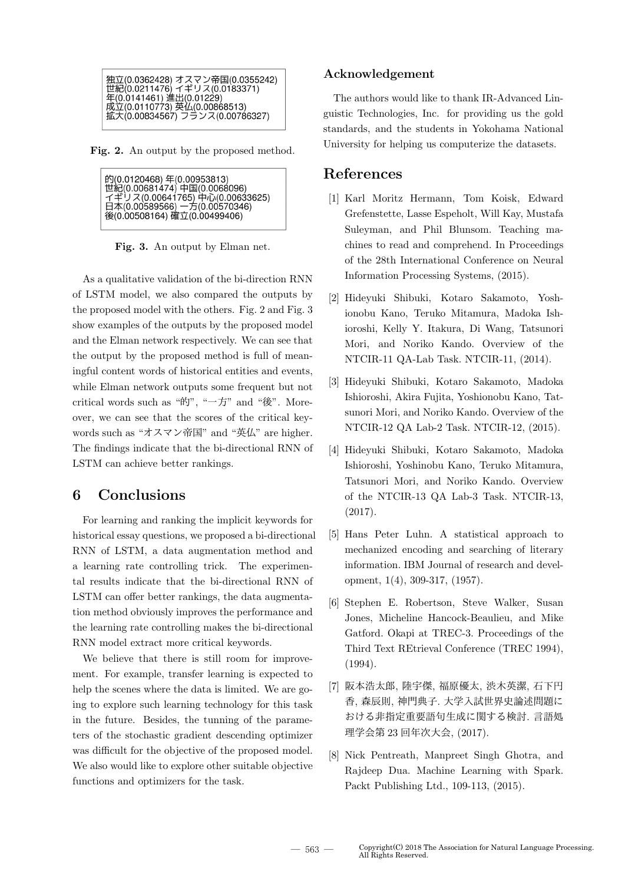独立(0.0362428) オスマン帝国(0.0355242)
世紀(0.0211476) イギリス(0.0183371)
年(0.0141461) 進出(0.01229)
成立(0.0110773) 英仏(0.00868513)
拡大(0.00834567) フランス(0.00786327)

**Fig. 2.** An output by the proposed method.

的(0.0120468) 年(0.00953813)
世紀(0.00681474) 中国(0.0068096)
イギリス(0.00641765) 中心(0.00633625)
日本(0.00589566) 一方(0.00570346)
後(0.00508164) 確立(0.00499406)

**Fig. 3.** An output by Elman net.

As a qualitative validation of the bi-direction RNN of LSTM model, we also compared the outputs by the proposed model with the others. Fig. 2 and Fig. 3 show examples of the outputs by the proposed model and the Elman network respectively. We can see that the output by the proposed method is full of meaningful content words of historical entities and events, while Elman network outputs some frequent but not critical words such as "的", "一方" and "後". Moreover, we can see that the scores of the critical keywords such as "オスマン帝国" and "英仏" are higher. The findings indicate that the bi-directional RNN of LSTM can achieve better rankings.

## 6 Conclusions

For learning and ranking the implicit keywords for historical essay questions, we proposed a bi-directional RNN of LSTM, a data augmentation method and a learning rate controlling trick. The experimental results indicate that the bi-directional RNN of LSTM can offer better rankings, the data augmentation method obviously improves the performance and the learning rate controlling makes the bi-directional RNN model extract more critical keywords.

We believe that there is still room for improvement. For example, transfer learning is expected to help the scenes where the data is limited. We are going to explore such learning technology for this task in the future. Besides, the tunning of the parameters of the stochastic gradient descending optimizer was difficult for the objective of the proposed model. We also would like to explore other suitable objective functions and optimizers for the task.

### Acknowledgement

The authors would like to thank IR-Advanced Linguistic Technologies, Inc. for providing us the gold standards, and the students in Yokohama National University for helping us computerize the datasets.

## References

[1] Karl Moritz Hermann, Tom Koisk, Edward Grefenstette, Lasse Espeholt, Will Kay, Mustafa Suleyman, and Phil Blunsom. Teaching machines to read and comprehend. In Proceedings of the 28th International Conference on Neural Information Processing Systems, (2015).

[2] Hideyuki Shibuki, Kotaro Sakamoto, Yoshionobu Kano, Teruko Mitamura, Madoka Ishioroshi, Kelly Y. Itakura, Di Wang, Tatsunori Mori, and Noriko Kando. Overview of the NTCIR-11 QA-Lab Task. NTCIR-11, (2014).

[3] Hideyuki Shibuki, Kotaro Sakamoto, Madoka Ishioroshi, Akira Fujita, Yoshionobu Kano, Tatsunori Mori, and Noriko Kando. Overview of the NTCIR-12 QA Lab-2 Task. NTCIR-12, (2015).

[4] Hideyuki Shibuki, Kotaro Sakamoto, Madoka Ishioroshi, Yoshinobu Kano, Teruko Mitamura, Tatsunori Mori, and Noriko Kando. Overview of the NTCIR-13 QA Lab-3 Task. NTCIR-13, (2017).

[5] Hans Peter Luhn. A statistical approach to mechanized encoding and searching of literary information. IBM Journal of research and development, 1(4), 309-317, (1957).

[6] Stephen E. Robertson, Steve Walker, Susan Jones, Micheline Hancock-Beaulieu, and Mike Gatford. Okapi at TREC-3. Proceedings of the Third Text REtrieval Conference (TREC 1994), (1994).

[7] 阪本浩太郎, 陸宇傑, 福原優太, 渋木英潔, 石下円香, 森辰則, 神門典子. 大学入試世界史論述問題における非指定重要語句生成に関する検討. 言語処理学会第 23 回年次大会, (2017).

[8] Nick Pentreath, Manpreet Singh Ghotra, and Rajdeep Dua. Machine Learning with Spark. Packt Publishing Ltd., 109-113, (2015).